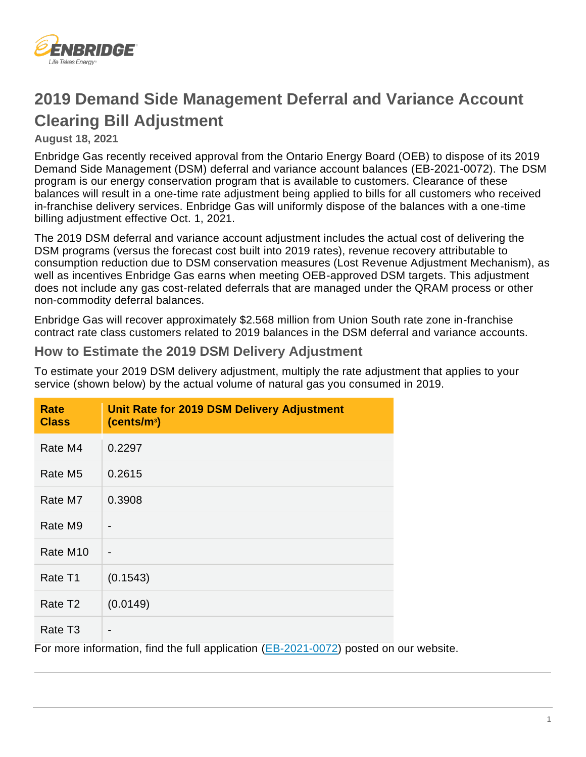# 2019 Demand Side Management Deferral and Variance Account Clearing Bill Adjustment

**August 18, 2021**

Enbridge Gas recently received approval from the Ontario Energy Board (OEB) to dispose of its 2019 Demand Side Management (DSM) deferral and variance account balances (EB-2021-0072). The DSM program is our energy conservation program that is available to customers. Clearance of these balances will result in a one-time rate adjustment being applied to bills for all customers who received in-franchise delivery services. Enbridge Gas will uniformly dispose of the balances with a one-time billing adjustment effective Oct. 1, 2021.

The 2019 DSM deferral and variance account adjustment includes the actual cost of delivering the DSM programs (versus the forecast cost built into 2019 rates), revenue recovery attributable to consumption reduction due to DSM conservation measures (Lost Revenue Adjustment Mechanism), as well as incentives Enbridge Gas earns when meeting OEB-approved DSM targets. This adjustment does not include any gas cost-related deferrals that are managed under the QRAM process or other non-commodity deferral balances.

Enbridge Gas will recover approximately $2.568 million from Union South rate zone in-franchise contract rate class customers related to 2019 balances in the DSM deferral and variance accounts.

## How to Estimate the 2019 DSM Delivery Adjustment

To estimate your 2019 DSM delivery adjustment, multiply the rate adjustment that applies to your service (shown below) by the actual volume of natural gas you consumed in 2019.

| Rate Class | Unit Rate for 2019 DSM Delivery Adjustment (cents/m³) |
|---|---|
| Rate M4 | 0.2297 |
| Rate M5 | 0.2615 |
| Rate M7 | 0.3908 |
| Rate M9 | - |
| Rate M10 | - |
| Rate T1 | (0.1543) |
| Rate T2 | (0.0149) |
| Rate T3 | - |

For more information, find the full application (EB-2021-0072) posted on our website.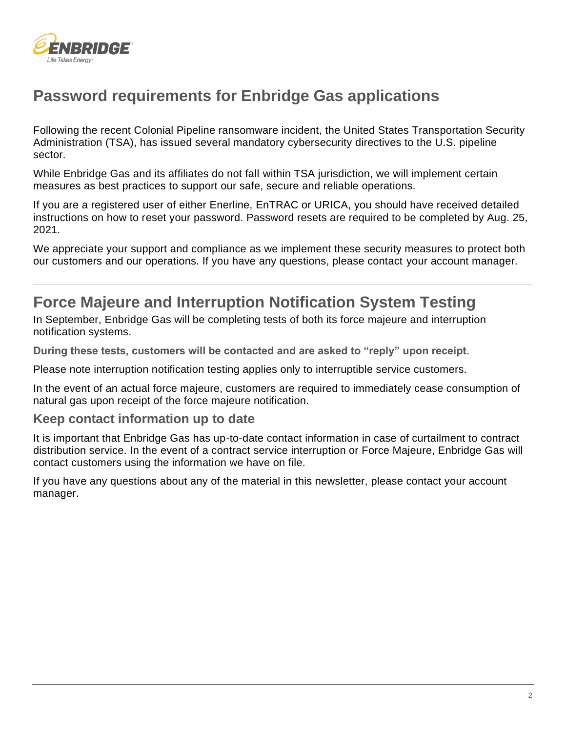## Password requirements for Enbridge Gas applications

Following the recent Colonial Pipeline ransomware incident, the United States Transportation Security Administration (TSA), has issued several mandatory cybersecurity directives to the U.S. pipeline sector.

While Enbridge Gas and its affiliates do not fall within TSA jurisdiction, we will implement certain measures as best practices to support our safe, secure and reliable operations.

If you are a registered user of either Enerline, EnTRAC or URICA, you should have received detailed instructions on how to reset your password. Password resets are required to be completed by Aug. 25, 2021.

We appreciate your support and compliance as we implement these security measures to protect both our customers and our operations. If you have any questions, please contact your account manager.

---

## Force Majeure and Interruption Notification System Testing

In September, Enbridge Gas will be completing tests of both its force majeure and interruption notification systems.

**During these tests, customers will be contacted and are asked to "reply" upon receipt.**

Please note interruption notification testing applies only to interruptible service customers.

In the event of an actual force majeure, customers are required to immediately cease consumption of natural gas upon receipt of the force majeure notification.

### Keep contact information up to date

It is important that Enbridge Gas has up-to-date contact information in case of curtailment to contract distribution service. In the event of a contract service interruption or Force Majeure, Enbridge Gas will contact customers using the information we have on file.

If you have any questions about any of the material in this newsletter, please contact your account manager.